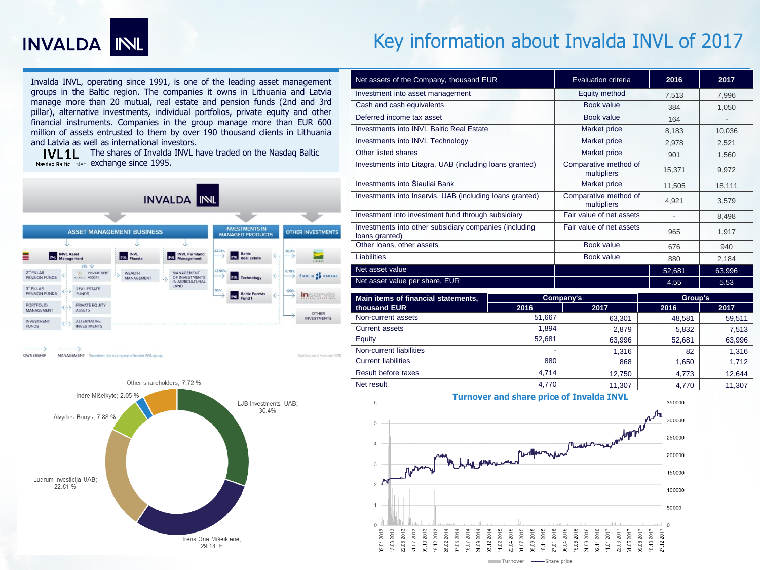# Key information about Invalda INVL of 2017

Invalda INVL, operating since 1991, is one of the leading asset management groups in the Baltic region. The companies it owns in Lithuania and Latvia manage more than 20 mutual, real estate and pension funds (2nd and 3rd pillar), alternative investments, individual portfolios, private equity and other financial instruments. Companies in the group manage more than EUR 600 million of assets entrusted to them by over 190 thousand clients in Lithuania and Latvia as well as international investors.

**IVL1L** Nasdaq Baltic Listed — The shares of Invalda INVL have traded on the Nasdaq Baltic exchange since 1995.

| Net assets of the Company, thousand EUR | Evaluation criteria | 2016 | 2017 |
|---|---|---|---|
| Investment into asset management | Equity method | 7,513 | 7,996 |
| Cash and cash equivalents | Book value | 384 | 1,050 |
| Deferred income tax asset | Book value | 164 | - |
| Investments into INVL Baltic Real Estate | Market price | 8,183 | 10,036 |
| Investments into INVL Technology | Market price | 2,978 | 2,521 |
| Other listed shares | Market price | 901 | 1,560 |
| Investments into Litagra, UAB (including loans granted) | Comparative method of multipliers | 15,371 | 9,972 |
| Investments into Šiauliai Bank | Market price | 11,505 | 18,111 |
| Investments into Inservis, UAB (including loans granted) | Comparative method of multipliers | 4,921 | 3,579 |
| Investment into investment fund through subsidiary | Fair value of net assets | - | 8,498 |
| Investments into other subsidiary companies (including loans granted) | Fair value of net assets | 965 | 1,917 |
| Other loans, other assets | Book value | 676 | 940 |
| Liabilities | Book value | 880 | 2,184 |
| **Net asset value** | | **52,681** | **63,996** |
| **Net asset value per share, EUR** | | **4.55** | **5.53** |

| Main items of financial statements, thousand EUR | Company's | | Group's | |
|---|---|---|---|---|
| | 2016 | 2017 | 2016 | 2017 |
| Non-current assets | 51,667 | 63,301 | 48,581 | 59,511 |
| Current assets | 1,894 | 2,879 | 5,832 | 7,513 |
| Equity | 52,681 | 63,996 | 52,681 | 63,996 |
| Non-current liabilities | - | 1,316 | 82 | 1,316 |
| Current liabilities | 880 | 868 | 1,650 | 1,712 |
| Result before taxes | 4,714 | 12,750 | 4,773 | 12,644 |
| Net result | 4,770 | 11,307 | 4,770 | 11,307 |

**INVALDA INVL**

- **ASSET MANAGEMENT BUSINESS**
  - INVL Asset Management: 2nd PILLAR PENSION FUNDS; 3rd PILLAR PENSION FUNDS; PORTFOLIO MANAGEMENT; INVESTMENT FUNDS
  - 51% — Private Debt Assets; Real Estate Funds; Private Equity Assets; Alternative Investments
  - INVL Finasta: Wealth Management
  - INVL Farmland Management: Management of investments in agricultural land
- **INVESTMENTS IN MANAGED PRODUCTS**
  - 32.13% Baltic Real Estate
  - 13.90% Technology
  - 100%* Baltic Forests Fund I
- **OTHER INVESTMENTS**
  - 36.9% Litagra
  - 6.79% Šiaulių Bankas
  - 100% Inservis
  - Other investments

OWNERSHIP — MANAGEMENT — *Investment by a company of Invalda INVL group.

Updated on 2 February 2018

Shareholders:
- LJB Investments UAB; 30.4%
- Irena Ona Mišeikienė; 29.14 %
- Lucrum investicija UAB; 22.81 %
- Alvydas Banys; 7.88 %
- Indrė Mišeikytė; 2.05 %
- Other shareholders; 7.72 %

## Turnover and share price of Invalda INVL

Turnover — Share price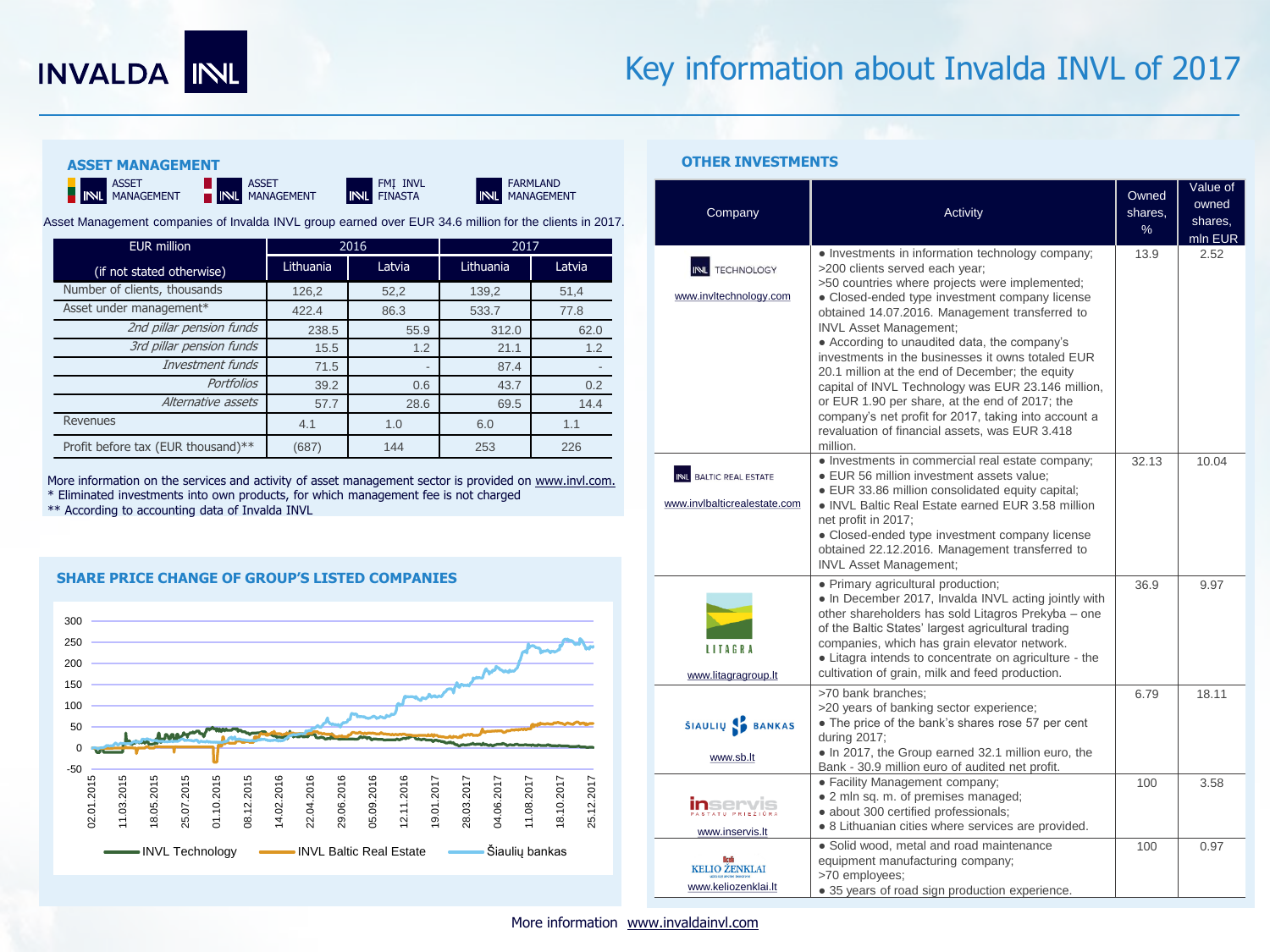# Key information about Invalda INVL of 2017

## ASSET MANAGEMENT

ASSET MANAGEMENT | ASSET MANAGEMENT | FMĮ INVL FINASTA | FARMLAND MANAGEMENT

Asset Management companies of Invalda INVL group earned over EUR 34.6 million for the clients in 2017.

| EUR million (if not stated otherwise) | 2016 | | 2017 | |
|---|---|---|---|---|
| | Lithuania | Latvia | Lithuania | Latvia |
| Number of clients, thousands | 126,2 | 52,2 | 139,2 | 51,4 |
| Asset under management* | 422.4 | 86.3 | 533.7 | 77.8 |
| *2nd pillar pension funds* | 238.5 | 55.9 | 312.0 | 62.0 |
| *3rd pillar pension funds* | 15.5 | 1.2 | 21.1 | 1.2 |
| *Investment funds* | 71.5 | - | 87.4 | - |
| *Portfolios* | 39.2 | 0.6 | 43.7 | 0.2 |
| *Alternative assets* | 57.7 | 28.6 | 69.5 | 14.4 |
| Revenues | 4.1 | 1.0 | 6.0 | 1.1 |
| Profit before tax (EUR thousand)** | (687) | 144 | 253 | 226 |

More information on the services and activity of asset management sector is provided on www.invl.com.
\* Eliminated investments into own products, for which management fee is not charged
\*\* According to accounting data of Invalda INVL

## SHARE PRICE CHANGE OF GROUP'S LISTED COMPANIES

300
250
200
150
100
50
0
-50

02.01.2015, 11.03.2015, 18.05.2015, 25.07.2015, 01.10.2015, 08.12.2015, 14.02.2016, 22.04.2016, 29.06.2016, 05.09.2016, 12.11.2016, 19.01.2017, 28.03.2017, 04.06.2017, 11.08.2017, 18.10.2017, 25.12.2017

INVL Technology — INVL Baltic Real Estate — Šiaulių bankas

## OTHER INVESTMENTS

| Company | Activity | Owned shares, % | Value of owned shares, mln EUR |
|---|---|---|---|
| INVL TECHNOLOGY www.invltechnology.com | • Investments in information technology company; >200 clients served each year; >50 countries where projects were implemented; • Closed-ended type investment company license obtained 14.07.2016. Management transferred to INVL Asset Management; • According to unaudited data, the company's investments in the businesses it owns totaled EUR 20.1 million at the end of December; the equity capital of INVL Technology was EUR 23.146 million, or EUR 1.90 per share, at the end of 2017; the company's net profit for 2017, taking into account a revaluation of financial assets, was EUR 3.418 million. | 13.9 | 2.52 |
| INVL BALTIC REAL ESTATE www.invlbalticrealestate.com | • Investments in commercial real estate company; • EUR 56 million investment assets value; • EUR 33.86 million consolidated equity capital; • INVL Baltic Real Estate earned EUR 3.58 million net profit in 2017; • Closed-ended type investment company license obtained 22.12.2016. Management transferred to INVL Asset Management; | 32.13 | 10.04 |
| LITAGRA www.litagragroup.lt | • Primary agricultural production; • In December 2017, Invalda INVL acting jointly with other shareholders has sold Litagros Prekyba – one of the Baltic States' largest agricultural trading companies, which has grain elevator network. • Litagra intends to concentrate on agriculture - the cultivation of grain, milk and feed production. | 36.9 | 9.97 |
| ŠIAULIŲ BANKAS www.sb.lt | >70 bank branches; >20 years of banking sector experience; • The price of the bank's shares rose 57 per cent during 2017; • In 2017, the Group earned 32.1 million euro, the Bank - 30.9 million euro of audited net profit. | 6.79 | 18.11 |
| inservis PASTATŲ PRIEŽIŪRA www.inservis.lt | • Facility Management company; • 2 mln sq. m. of premises managed; • about 300 certified professionals; • 8 Lithuanian cities where services are provided. | 100 | 3.58 |
| KELIO ŽENKLAI www.keliozenklai.lt | • Solid wood, metal and road maintenance equipment manufacturing company; >70 employees; • 35 years of road sign production experience. | 100 | 0.97 |

More information www.invaldainvl.com